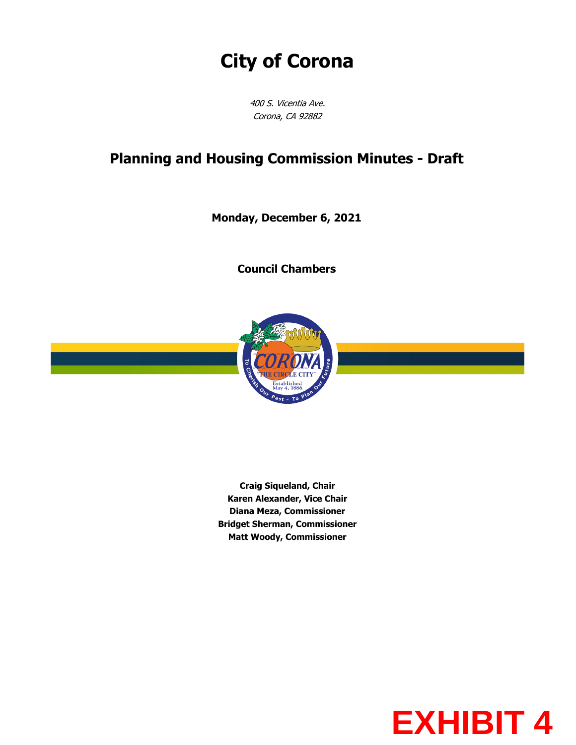# City of Corona

*400 S. Vicentia Ave.*
*Corona, CA 92882*

## Planning and Housing Commission Minutes - Draft

**Monday, December 6, 2021**

**Council Chambers**

**Craig Siqueland, Chair**
**Karen Alexander, Vice Chair**
**Diana Meza, Commissioner**
**Bridget Sherman, Commissioner**
**Matt Woody, Commissioner**

**EXHIBIT 4**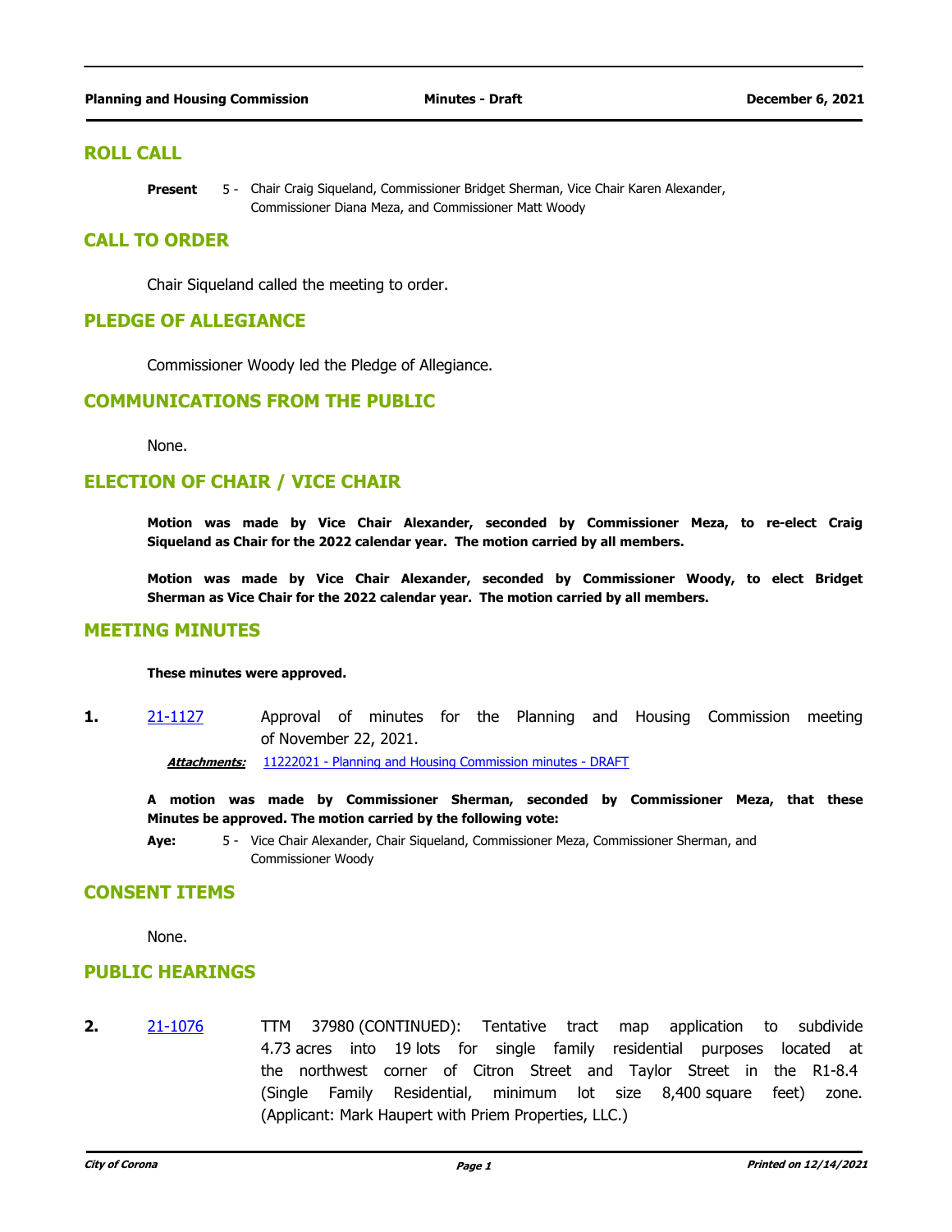## ROLL CALL

**Present** 5 - Chair Craig Siqueland, Commissioner Bridget Sherman, Vice Chair Karen Alexander, Commissioner Diana Meza, and Commissioner Matt Woody

## CALL TO ORDER

Chair Siqueland called the meeting to order.

## PLEDGE OF ALLEGIANCE

Commissioner Woody led the Pledge of Allegiance.

## COMMUNICATIONS FROM THE PUBLIC

None.

## ELECTION OF CHAIR / VICE CHAIR

**Motion was made by Vice Chair Alexander, seconded by Commissioner Meza, to re-elect Craig Siqueland as Chair for the 2022 calendar year. The motion carried by all members.**

**Motion was made by Vice Chair Alexander, seconded by Commissioner Woody, to elect Bridget Sherman as Vice Chair for the 2022 calendar year. The motion carried by all members.**

## MEETING MINUTES

**These minutes were approved.**

**1.** 21-1127 Approval of minutes for the Planning and Housing Commission meeting of November 22, 2021.

***Attachments:*** 11222021 - Planning and Housing Commission minutes - DRAFT

**A motion was made by Commissioner Sherman, seconded by Commissioner Meza, that these Minutes be approved. The motion carried by the following vote:**

**Aye:** 5 - Vice Chair Alexander, Chair Siqueland, Commissioner Meza, Commissioner Sherman, and Commissioner Woody

## CONSENT ITEMS

None.

## PUBLIC HEARINGS

**2.** 21-1076 TTM 37980 (CONTINUED): Tentative tract map application to subdivide 4.73 acres into 19 lots for single family residential purposes located at the northwest corner of Citron Street and Taylor Street in the R1-8.4 (Single Family Residential, minimum lot size 8,400 square feet) zone. (Applicant: Mark Haupert with Priem Properties, LLC.)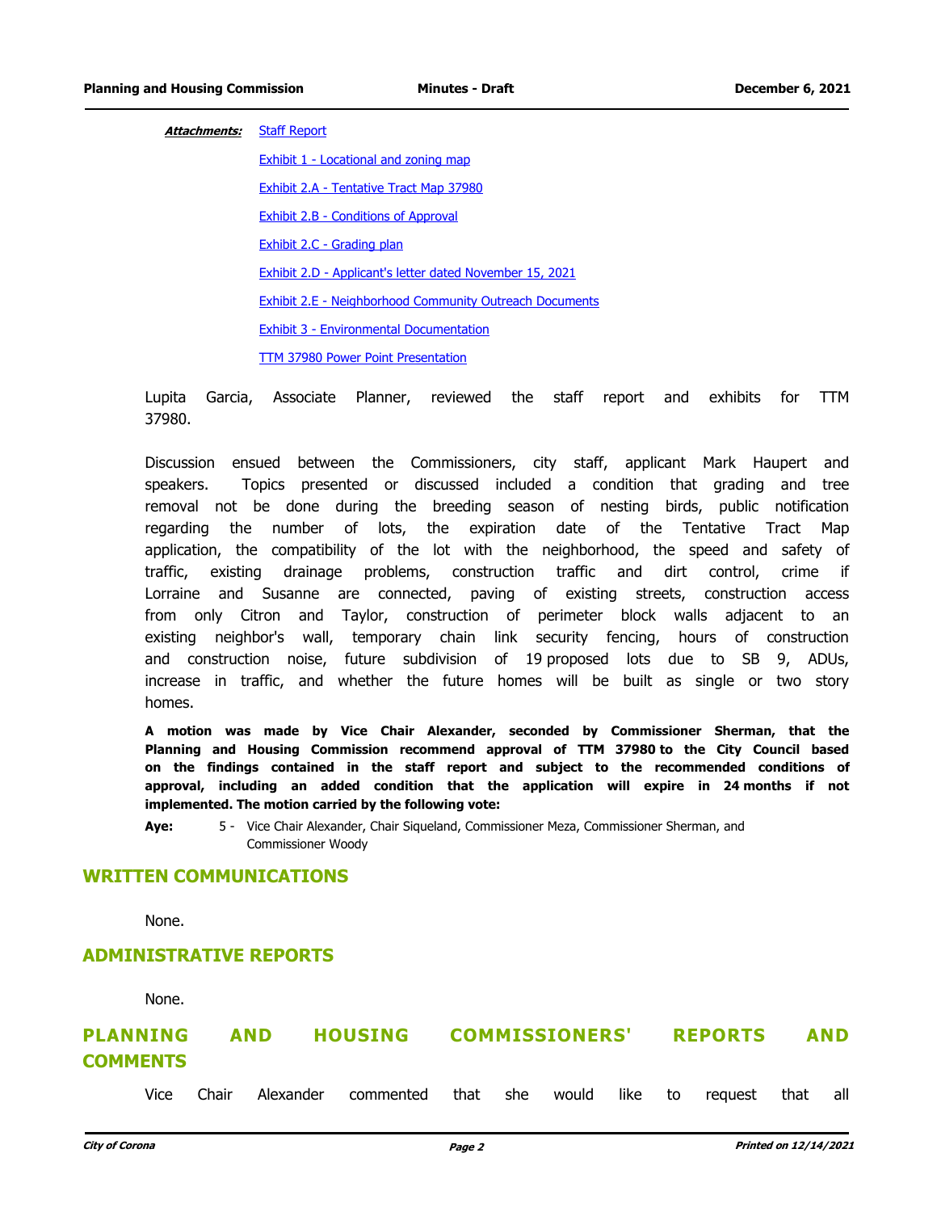***Attachments:*** [Staff Report]

[Exhibit 1 - Locational and zoning map]

[Exhibit 2.A - Tentative Tract Map 37980]

[Exhibit 2.B - Conditions of Approval]

[Exhibit 2.C - Grading plan]

[Exhibit 2.D - Applicant's letter dated November 15, 2021]

[Exhibit 2.E - Neighborhood Community Outreach Documents]

[Exhibit 3 - Environmental Documentation]

[TTM 37980 Power Point Presentation]

Lupita Garcia, Associate Planner, reviewed the staff report and exhibits for TTM 37980.

Discussion ensued between the Commissioners, city staff, applicant Mark Haupert and speakers. Topics presented or discussed included a condition that grading and tree removal not be done during the breeding season of nesting birds, public notification regarding the number of lots, the expiration date of the Tentative Tract Map application, the compatibility of the lot with the neighborhood, the speed and safety of traffic, existing drainage problems, construction traffic and dirt control, crime if Lorraine and Susanne are connected, paving of existing streets, construction access from only Citron and Taylor, construction of perimeter block walls adjacent to an existing neighbor's wall, temporary chain link security fencing, hours of construction and construction noise, future subdivision of 19 proposed lots due to SB 9, ADUs, increase in traffic, and whether the future homes will be built as single or two story homes.

**A motion was made by Vice Chair Alexander, seconded by Commissioner Sherman, that the Planning and Housing Commission recommend approval of TTM 37980 to the City Council based on the findings contained in the staff report and subject to the recommended conditions of approval, including an added condition that the application will expire in 24 months if not implemented. The motion carried by the following vote:**

**Aye:** 5 - Vice Chair Alexander, Chair Siqueland, Commissioner Meza, Commissioner Sherman, and Commissioner Woody

## WRITTEN COMMUNICATIONS

None.

## ADMINISTRATIVE REPORTS

None.

## PLANNING AND HOUSING COMMISSIONERS' REPORTS AND COMMENTS

Vice Chair Alexander commented that she would like to request that all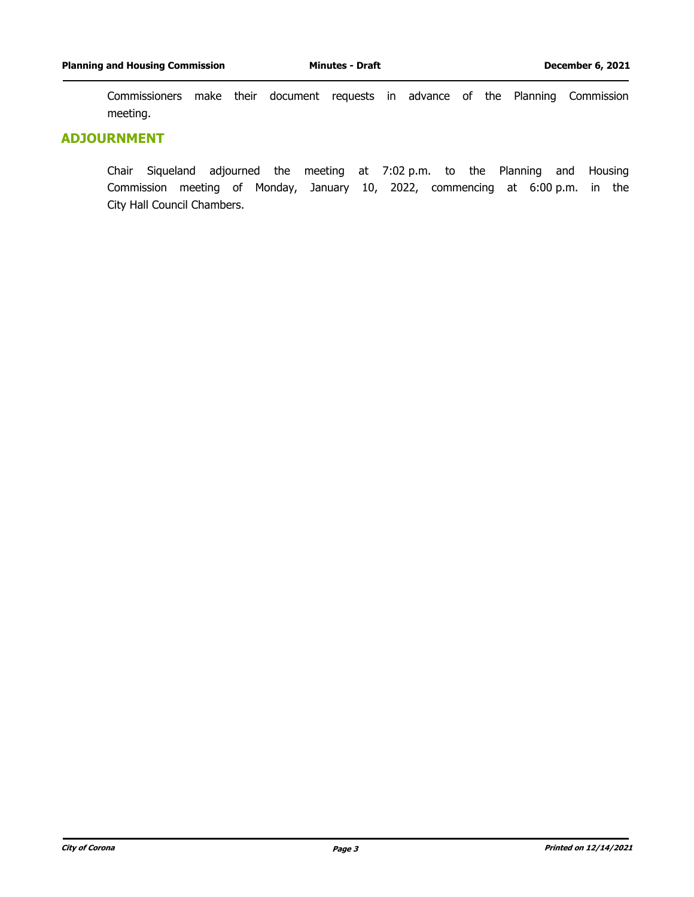Commissioners make their document requests in advance of the Planning Commission meeting.

## ADJOURNMENT

Chair Siqueland adjourned the meeting at 7:02 p.m. to the Planning and Housing Commission meeting of Monday, January 10, 2022, commencing at 6:00 p.m. in the City Hall Council Chambers.